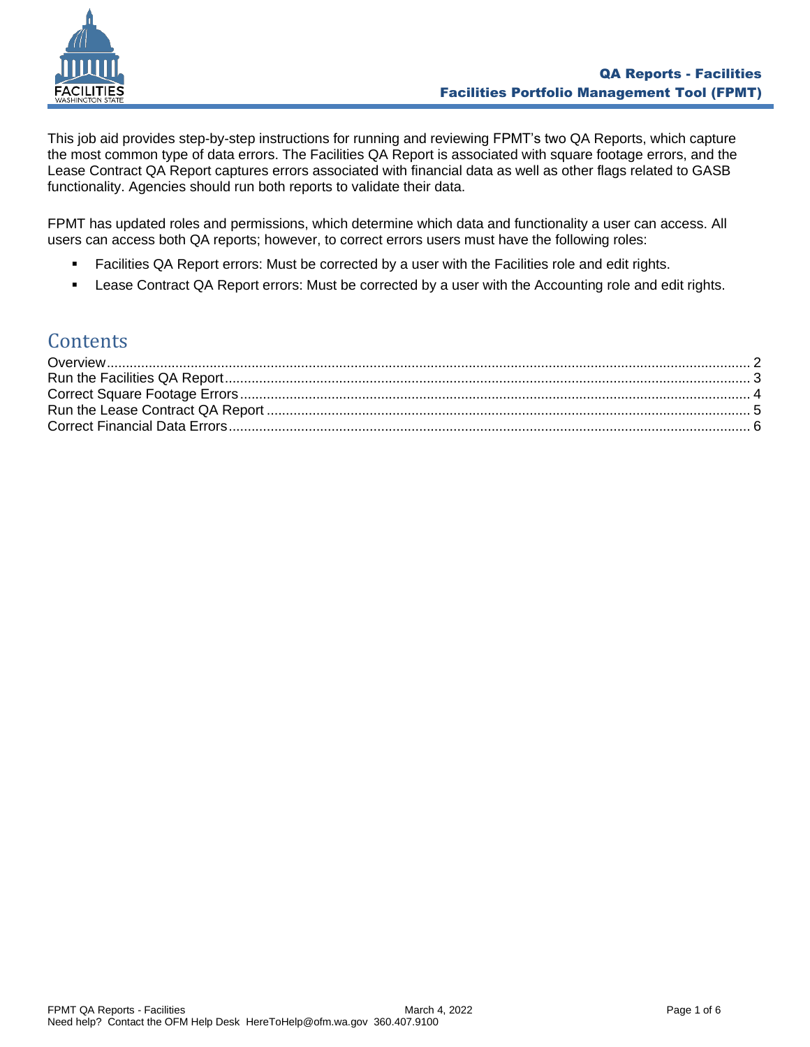This job aid provides step-by-step instructions for running and reviewing FPMT's two QA Reports, which capture the most common type of data errors. The Facilities QA Report is associated with square footage errors, and the Lease Contract QA Report captures errors associated with financial data as well as other flags related to GASB functionality. Agencies should run both reports to validate their data.

FPMT has updated roles and permissions, which determine which data and functionality a user can access. All users can access both QA reports; however, to correct errors users must have the following roles:

- Facilities QA Report errors: Must be corrected by a user with the Facilities role and edit rights.
- Lease Contract QA Report errors: Must be corrected by a user with the Accounting role and edit rights.

# Contents

Overview ..... 2
Run the Facilities QA Report ..... 3
Correct Square Footage Errors ..... 4
Run the Lease Contract QA Report ..... 5
Correct Financial Data Errors ..... 6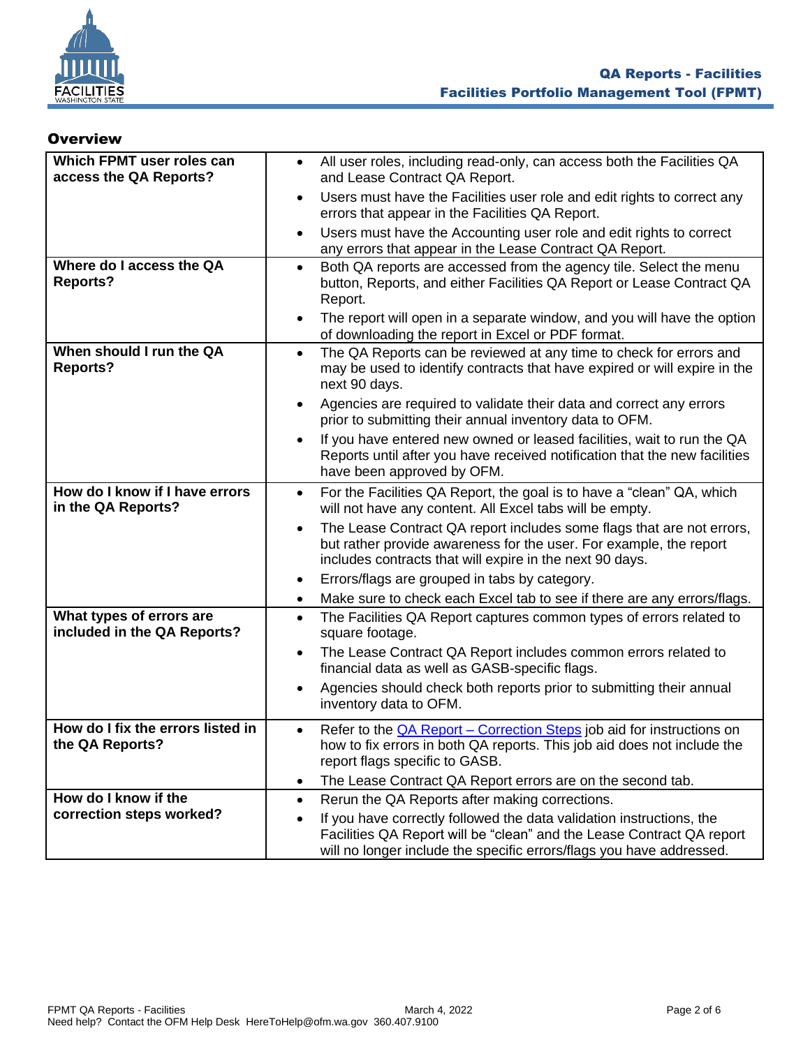## Overview

| Question | Answer |
|---|---|
| **Which FPMT user roles can access the QA Reports?** | • All user roles, including read-only, can access both the Facilities QA and Lease Contract QA Report.<br>• Users must have the Facilities user role and edit rights to correct any errors that appear in the Facilities QA Report.<br>• Users must have the Accounting user role and edit rights to correct any errors that appear in the Lease Contract QA Report. |
| **Where do I access the QA Reports?** | • Both QA reports are accessed from the agency tile. Select the menu button, Reports, and either Facilities QA Report or Lease Contract QA Report.<br>• The report will open in a separate window, and you will have the option of downloading the report in Excel or PDF format. |
| **When should I run the QA Reports?** | • The QA Reports can be reviewed at any time to check for errors and may be used to identify contracts that have expired or will expire in the next 90 days.<br>• Agencies are required to validate their data and correct any errors prior to submitting their annual inventory data to OFM.<br>• If you have entered new owned or leased facilities, wait to run the QA Reports until after you have received notification that the new facilities have been approved by OFM. |
| **How do I know if I have errors in the QA Reports?** | • For the Facilities QA Report, the goal is to have a "clean" QA, which will not have any content. All Excel tabs will be empty.<br>• The Lease Contract QA report includes some flags that are not errors, but rather provide awareness for the user. For example, the report includes contracts that will expire in the next 90 days.<br>• Errors/flags are grouped in tabs by category.<br>• Make sure to check each Excel tab to see if there are any errors/flags. |
| **What types of errors are included in the QA Reports?** | • The Facilities QA Report captures common types of errors related to square footage.<br>• The Lease Contract QA Report includes common errors related to financial data as well as GASB-specific flags.<br>• Agencies should check both reports prior to submitting their annual inventory data to OFM. |
| **How do I fix the errors listed in the QA Reports?** | • Refer to the QA Report – Correction Steps job aid for instructions on how to fix errors in both QA reports. This job aid does not include the report flags specific to GASB.<br>• The Lease Contract QA Report errors are on the second tab. |
| **How do I know if the correction steps worked?** | • Rerun the QA Reports after making corrections.<br>• If you have correctly followed the data validation instructions, the Facilities QA Report will be "clean" and the Lease Contract QA report will no longer include the specific errors/flags you have addressed. |

Need help? Contact the OFM Help Desk HereToHelp@ofm.wa.gov 360.407.9100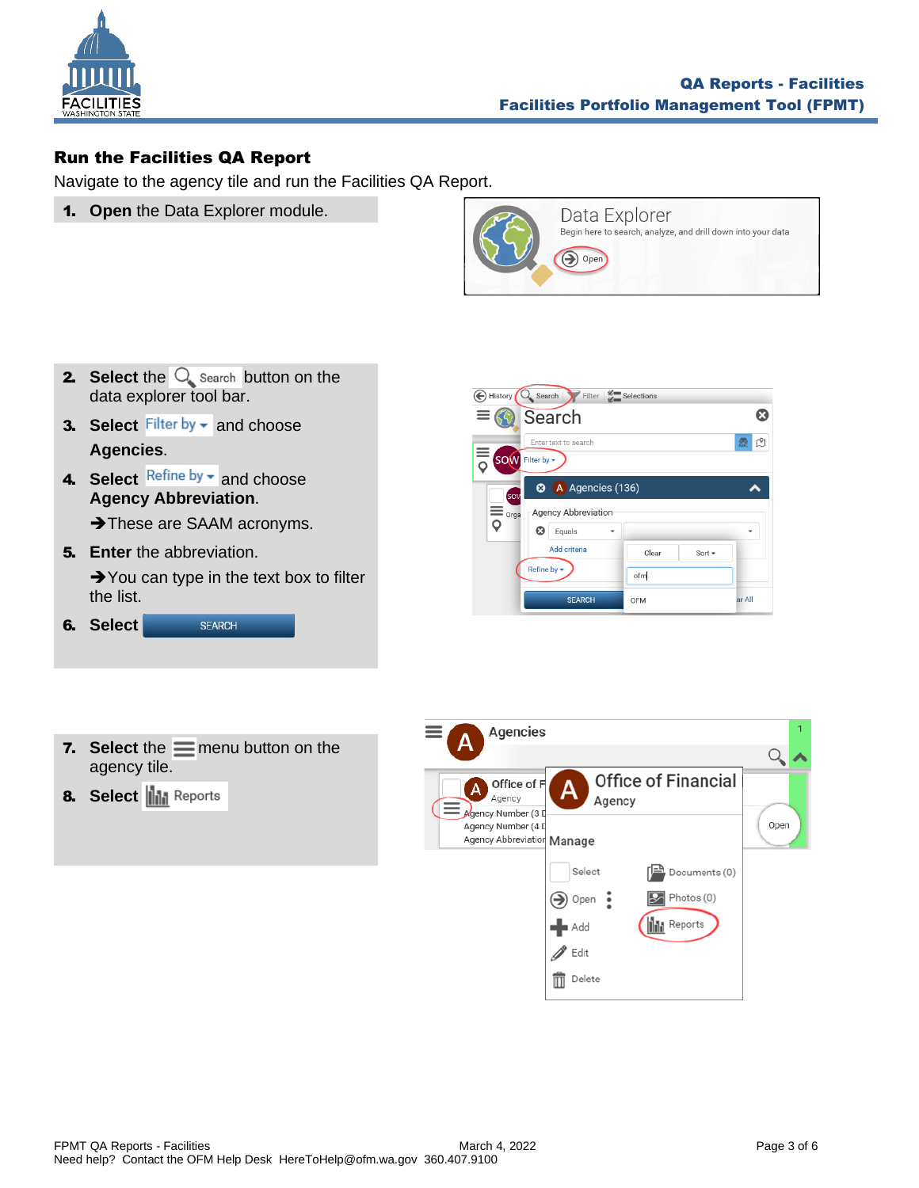## Run the Facilities QA Report

Navigate to the agency tile and run the Facilities QA Report.

1. **Open** the Data Explorer module.

2. **Select** the Search button on the data explorer tool bar.
3. **Select** Filter by and choose **Agencies**.
4. **Select** Refine by and choose **Agency Abbreviation**.

   ➔These are SAAM acronyms.
5. **Enter** the abbreviation.

   ➔You can type in the text box to filter the list.
6. **Select** SEARCH

7. **Select** the menu button on the agency tile.
8. **Select** Reports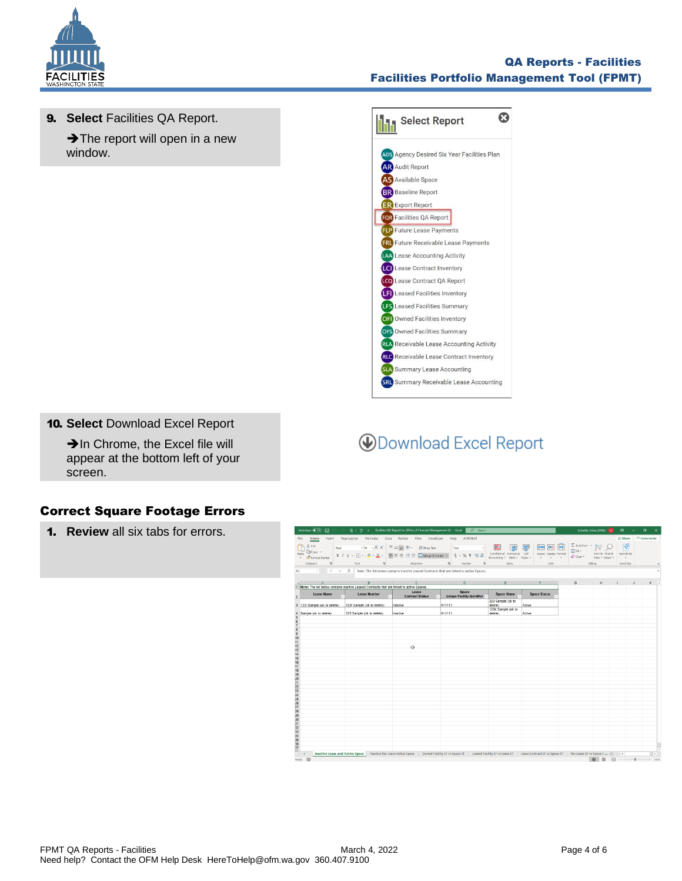**9. Select** Facilities QA Report.

➔The report will open in a new window.

Select Report

- ADS Agency Desired Six Year Facilities Plan
- AR Audit Report
- AS Available Space
- BR Baseline Report
- ER Export Report
- FQR Facilities QA Report
- FLP Future Lease Payments
- FRL Future Receivable Lease Payments
- LAA Lease Accounting Activity
- LCI Lease Contract Inventory
- LCQ Lease Contract QA Report
- LFI Leased Facilities Inventory
- LFS Leased Facilities Summary
- OFI Owned Facilities Inventory
- OFS Owned Facilities Summary
- RLA Receivable Lease Accounting Activity
- RLC Receivable Lease Contract Inventory
- SLA Summary Lease Accounting
- SRL Summary Receivable Lease Accounting

**10. Select** Download Excel Report

➔In Chrome, the Excel file will appear at the bottom left of your screen.

Download Excel Report

## Correct Square Footage Errors

**1. Review** all six tabs for errors.

Note: The list below contains inactive Leased Contracts that are linked to active Spaces.

| Lease Name | Lease Number | Lease Contract Status | Space Unique Facility Identifier | Space Name | Space Status |
|---|---|---|---|---|---|
| 123r Sample (ok to delete) | 123r Sample (ok to delete) | Inactive | A11111 | 223 Sample (ok to delete) | Active |
| Sample (ok to delete) | 123 Sample (ok to delete) | Inactive | A11111 | 1234 Sample (ok to delete) | Active |

Tabs: Inactive Lease and Active Space | Inactive Rec Lease Active Space | Owned Facility SF vs Space SF | Leased Facility SF vs Lease SF | Lease Contract SF vs Space SF | Rec Lease SF vs Space S...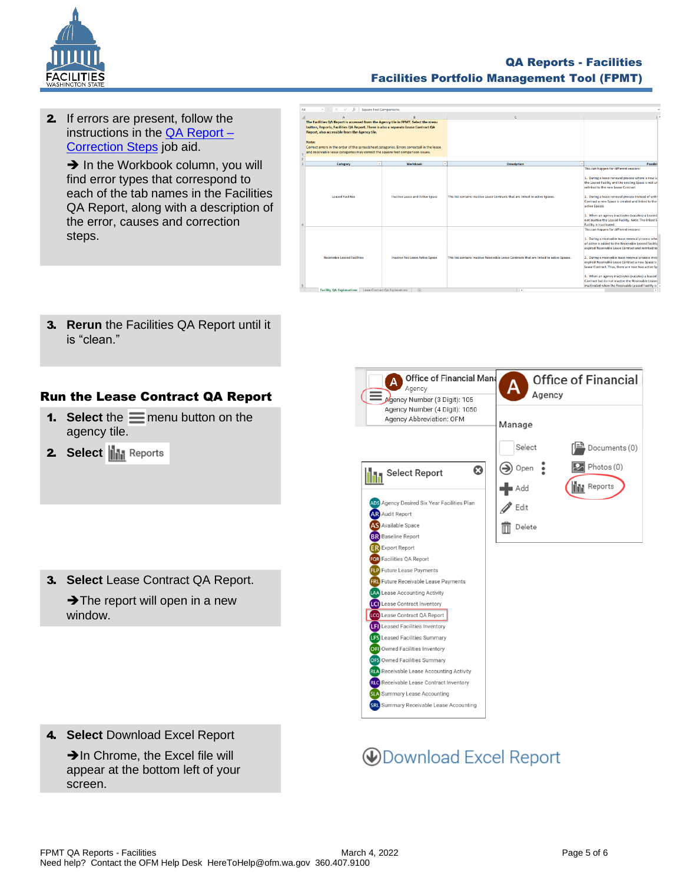2. If errors are present, follow the instructions in the QA Report – Correction Steps job aid.

   ➔ In the Workbook column, you will find error types that correspond to each of the tab names in the Facilities QA Report, along with a description of the error, causes and correction steps.

3. **Rerun** the Facilities QA Report until it is "clean."

## Run the Lease Contract QA Report

1. **Select** the menu button on the agency tile.
2. **Select** Reports
3. **Select** Lease Contract QA Report.

   ➔The report will open in a new window.

4. **Select** Download Excel Report

   ➔In Chrome, the Excel file will appear at the bottom left of your screen.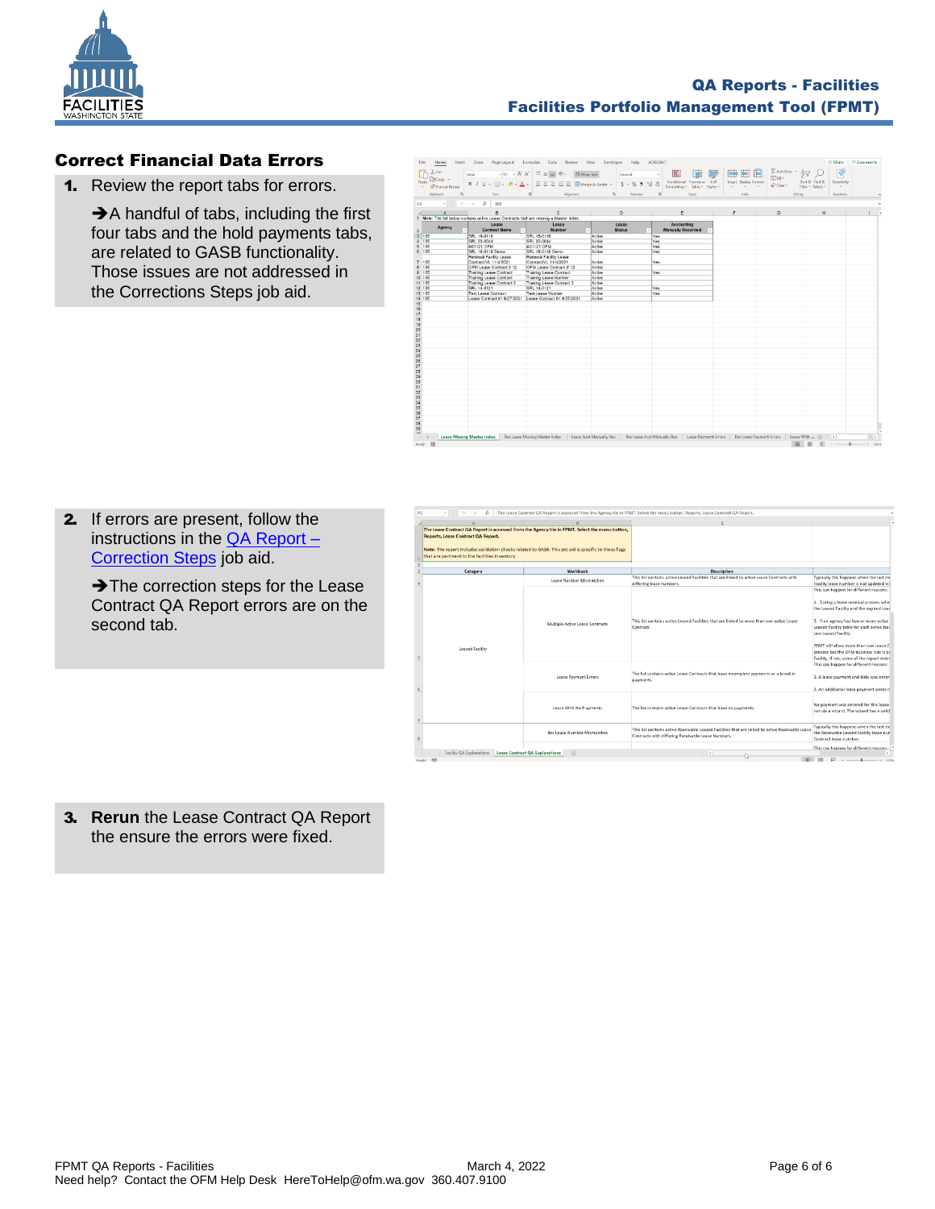## Correct Financial Data Errors

1. Review the report tabs for errors.

   ➔A handful of tabs, including the first four tabs and the hold payments tabs, are related to GASB functionality. Those issues are not addressed in the Corrections Steps job aid.

2. If errors are present, follow the instructions in the [QA Report – Correction Steps]() job aid.

   ➔The correction steps for the Lease Contract QA Report errors are on the second tab.

3. **Rerun** the Lease Contract QA Report the ensure the errors were fixed.